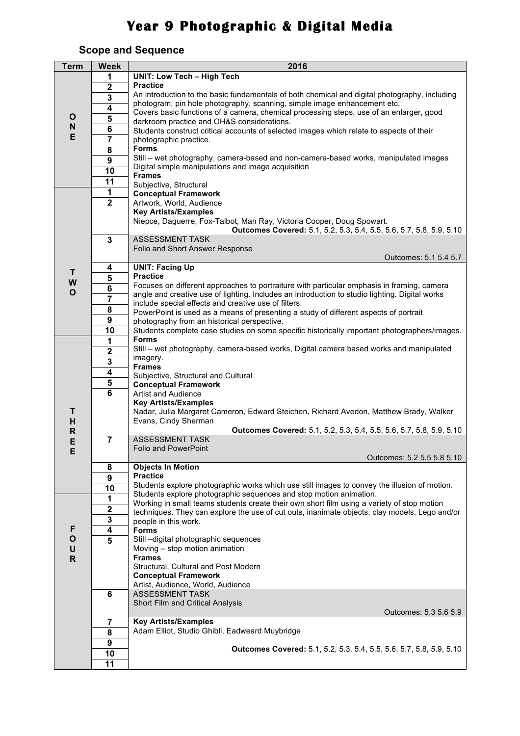# Year 9 Photographic & Digital Media

## Scope and Sequence

| Term | Week | 2016 |
|---|---|---|
| ONE | 1 | **UNIT: Low Tech – High Tech** |
| | 2 | **Practice** |
| | 3 | An introduction to the basic fundamentals of both chemical and digital photography, including photogram, pin hole photography, scanning, simple image enhancement etc, |
| | 4 | Covers basic functions of a camera, chemical processing steps, use of an enlarger, good darkroom practice and OH&S considerations. |
| | 5 | Students construct critical accounts of selected images which relate to aspects of their photographic practice. |
| | 6 | **Forms** |
| | 7 | Still – wet photography, camera-based and non-camera-based works, manipulated images |
| | 8 | Digital simple manipulations and image acquisition |
| | 9 | **Frames** |
| | 10 | Subjective, Structural |
| | 11 | |
| TWO | 1 | **Conceptual Framework** |
| | 2 | Artwork, World, Audience<br>**Key Artists/Examples**<br>Niepce, Daguerre, Fox-Talbot, Man Ray, Victoria Cooper, Doug Spowart.<br>**Outcomes Covered:** 5.1, 5.2, 5.3, 5.4, 5.5, 5.6, 5.7, 5.8, 5.9, 5.10 |
| | 3 | ASSESSMENT TASK<br>Folio and Short Answer Response<br>Outcomes: 5.1 5.4 5.7 |
| | 4 | **UNIT: Facing Up** |
| | 5 | **Practice** |
| | 6 | Focuses on different approaches to portraiture with particular emphasis in framing, camera angle and creative use of lighting. Includes an introduction to studio lighting. Digital works include special effects and creative use of filters. |
| | 7 | PowerPoint is used as a means of presenting a study of different aspects of portrait photography from an historical perspective. |
| | 8 | Students complete case studies on some specific historically important photographers/images. |
| | 9 | |
| | 10 | |
| THREE | 1 | **Forms** |
| | 2 | Still – wet photography, camera-based works, Digital camera based works and manipulated imagery. |
| | 3 | **Frames** |
| | 4 | Subjective, Structural and Cultural |
| | 5 | **Conceptual Framework** |
| | 6 | Artist and Audience<br>**Key Artists/Examples**<br>Nadar, Julia Margaret Cameron, Edward Steichen, Richard Avedon, Matthew Brady, Walker Evans, Cindy Sherman<br>**Outcomes Covered:** 5.1, 5.2, 5.3, 5.4, 5.5, 5.6, 5.7, 5.8, 5.9, 5.10 |
| | 7 | ASSESSMENT TASK<br>Folio and PowerPoint<br>Outcomes: 5.2 5.5 5.8 5.10 |
| | 8 | **Objects In Motion** |
| | 9 | **Practice** |
| | 10 | Students explore photographic works which use still images to convey the illusion of motion. |
| FOUR | 1 | Students explore photographic sequences and stop motion animation. |
| | 2 | Working in small teams students create their own short film using a variety of stop motion techniques. They can explore the use of cut outs, inanimate objects, clay models, Lego and/or people in this work. |
| | 3 | **Forms** |
| | 4 | Still –digital photographic sequences |
| | 5 | Moving – stop motion animation<br>**Frames**<br>Structural, Cultural and Post Modern<br>**Conceptual Framework**<br>Artist, Audience, World, Audience |
| | 6 | ASSESSMENT TASK<br>Short Film and Critical Analysis<br>Outcomes: 5.3 5.6 5.9 |
| | 7 | **Key Artists/Examples** |
| | 8 | Adam Elliot, Studio Ghibli, Eadweard Muybridge |
| | 9 | **Outcomes Covered:** 5.1, 5.2, 5.3, 5.4, 5.5, 5.6, 5.7, 5.8, 5.9, 5.10 |
| | 10 | |
| | 11 | |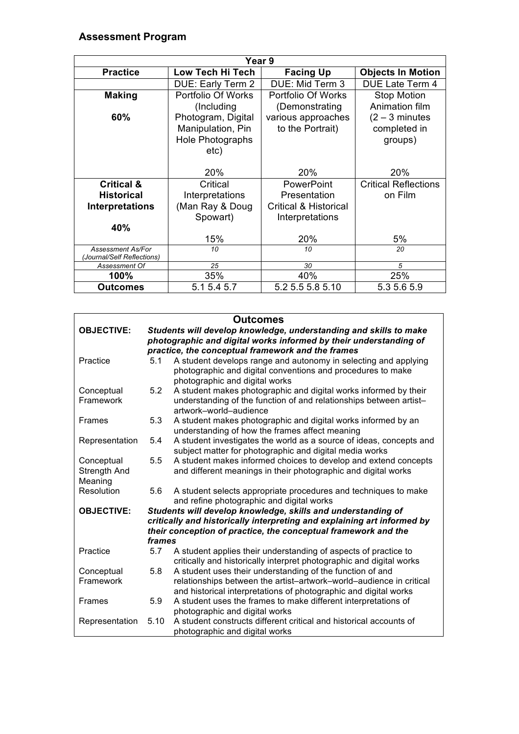## Assessment Program

| Year 9 | | | |
|---|---|---|---|
| **Practice** | **Low Tech Hi Tech** | **Facing Up** | **Objects In Motion** |
| | DUE: Early Term 2 | DUE: Mid Term 3 | DUE Late Term 4 |
| **Making**<br><br>**60%** | Portfolio Of Works (Including Photogram, Digital Manipulation, Pin Hole Photographs etc)<br><br>20% | Portfolio Of Works (Demonstrating various approaches to the Portrait)<br><br>20% | Stop Motion Animation film (2 – 3 minutes completed in groups)<br><br>20% |
| **Critical & Historical Interpretations**<br><br>**40%** | Critical Interpretations (Man Ray & Doug Spowart)<br><br>15% | PowerPoint Presentation Critical & Historical Interpretations<br><br>20% | Critical Reflections on Film<br><br>5% |
| *Assessment As/For (Journal/Self Reflections)* | *10* | *10* | *20* |
| *Assessment Of* | *25* | *30* | *5* |
| **100%** | 35% | 40% | 25% |
| **Outcomes** | 5.1 5.4 5.7 | 5.2 5.5 5.8 5.10 | 5.3 5.6 5.9 |

| Outcomes | | |
|---|---|---|
| **OBJECTIVE:** | | ***Students will develop knowledge, understanding and skills to make photographic and digital works informed by their understanding of practice, the conceptual framework and the frames*** |
| Practice | 5.1 | A student develops range and autonomy in selecting and applying photographic and digital conventions and procedures to make photographic and digital works |
| Conceptual Framework | 5.2 | A student makes photographic and digital works informed by their understanding of the function of and relationships between artist–artwork–world–audience |
| Frames | 5.3 | A student makes photographic and digital works informed by an understanding of how the frames affect meaning |
| Representation | 5.4 | A student investigates the world as a source of ideas, concepts and subject matter for photographic and digital media works |
| Conceptual Strength And Meaning | 5.5 | A student makes informed choices to develop and extend concepts and different meanings in their photographic and digital works |
| Resolution | 5.6 | A student selects appropriate procedures and techniques to make and refine photographic and digital works |
| **OBJECTIVE:** | | ***Students will develop knowledge, skills and understanding of critically and historically interpreting and explaining art informed by their conception of practice, the conceptual framework and the frames*** |
| Practice | 5.7 | A student applies their understanding of aspects of practice to critically and historically interpret photographic and digital works |
| Conceptual Framework | 5.8 | A student uses their understanding of the function of and relationships between the artist–artwork–world–audience in critical and historical interpretations of photographic and digital works |
| Frames | 5.9 | A student uses the frames to make different interpretations of photographic and digital works |
| Representation | 5.10 | A student constructs different critical and historical accounts of photographic and digital works |